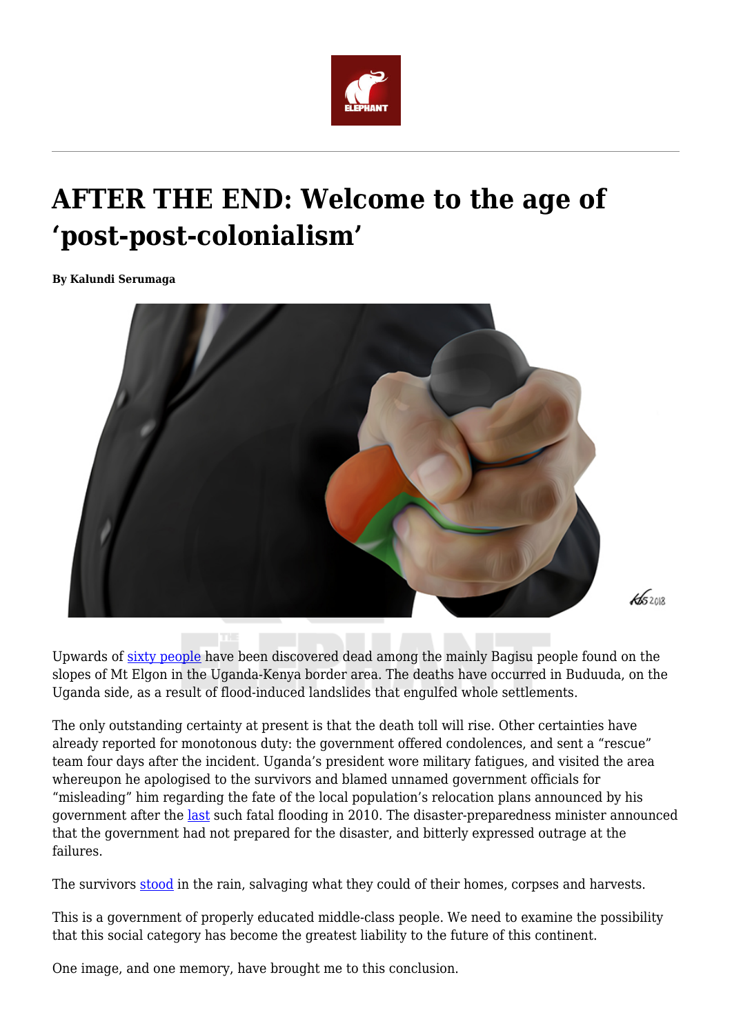# AFTER THE END: Welcome to the age of 'post-post-colonialism'

**By Kalundi Serumaga**

Upwards of sixty people have been discovered dead among the mainly Bagisu people found on the slopes of Mt Elgon in the Uganda-Kenya border area. The deaths have occurred in Buduuda, on the Uganda side, as a result of flood-induced landslides that engulfed whole settlements.

The only outstanding certainty at present is that the death toll will rise. Other certainties have already reported for monotonous duty: the government offered condolences, and sent a "rescue" team four days after the incident. Uganda's president wore military fatigues, and visited the area whereupon he apologised to the survivors and blamed unnamed government officials for "misleading" him regarding the fate of the local population's relocation plans announced by his government after the last such fatal flooding in 2010. The disaster-preparedness minister announced that the government had not prepared for the disaster, and bitterly expressed outrage at the failures.

The survivors stood in the rain, salvaging what they could of their homes, corpses and harvests.

This is a government of properly educated middle-class people. We need to examine the possibility that this social category has become the greatest liability to the future of this continent.

One image, and one memory, have brought me to this conclusion.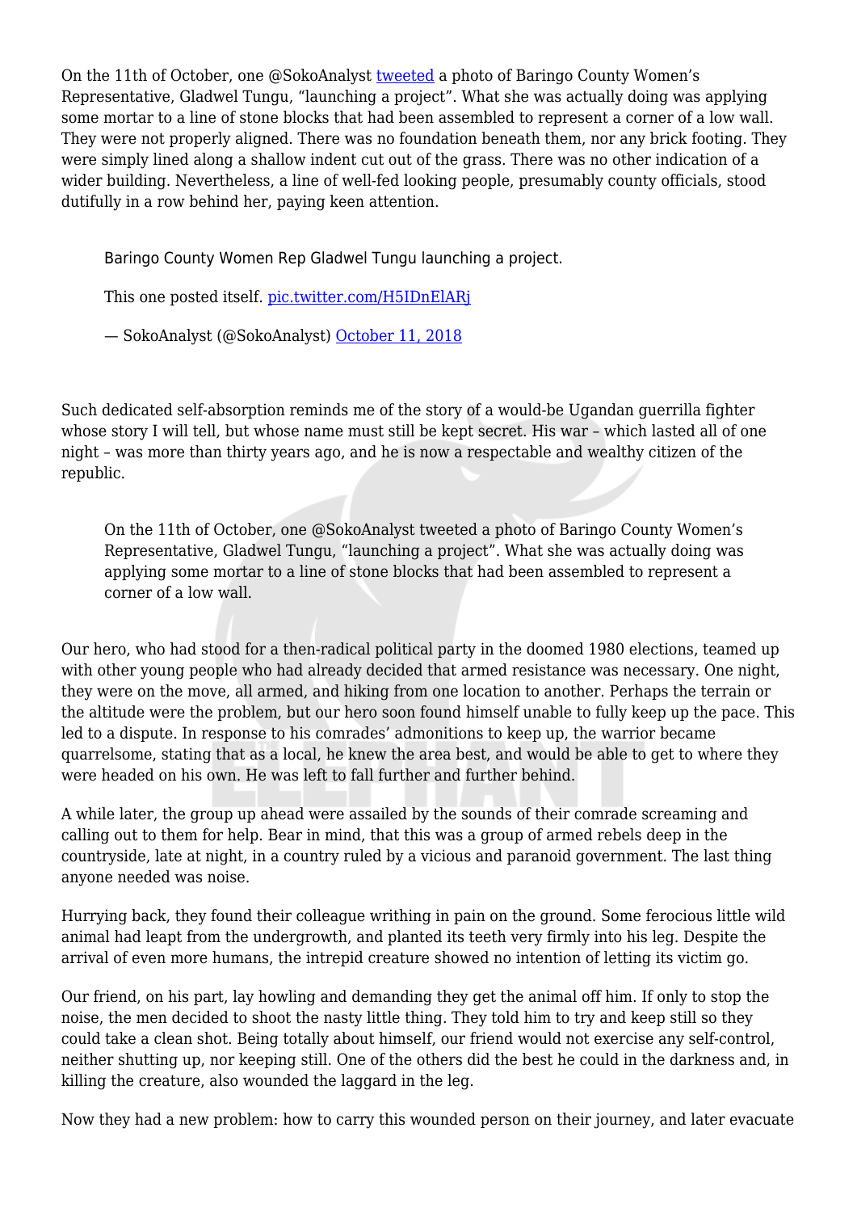On the 11th of October, one @SokoAnalyst [tweeted](#) a photo of Baringo County Women's Representative, Gladwel Tungu, "launching a project". What she was actually doing was applying some mortar to a line of stone blocks that had been assembled to represent a corner of a low wall. They were not properly aligned. There was no foundation beneath them, nor any brick footing. They were simply lined along a shallow indent cut out of the grass. There was no other indication of a wider building. Nevertheless, a line of well-fed looking people, presumably county officials, stood dutifully in a row behind her, paying keen attention.

> Baringo County Women Rep Gladwel Tungu launching a project.
>
> This one posted itself. [pic.twitter.com/H5IDnElARj](#)
>
> — SokoAnalyst (@SokoAnalyst) [October 11, 2018](#)

Such dedicated self-absorption reminds me of the story of a would-be Ugandan guerrilla fighter whose story I will tell, but whose name must still be kept secret. His war – which lasted all of one night – was more than thirty years ago, and he is now a respectable and wealthy citizen of the republic.

> On the 11th of October, one @SokoAnalyst tweeted a photo of Baringo County Women's Representative, Gladwel Tungu, "launching a project". What she was actually doing was applying some mortar to a line of stone blocks that had been assembled to represent a corner of a low wall.

Our hero, who had stood for a then-radical political party in the doomed 1980 elections, teamed up with other young people who had already decided that armed resistance was necessary. One night, they were on the move, all armed, and hiking from one location to another. Perhaps the terrain or the altitude were the problem, but our hero soon found himself unable to fully keep up the pace. This led to a dispute. In response to his comrades' admonitions to keep up, the warrior became quarrelsome, stating that as a local, he knew the area best, and would be able to get to where they were headed on his own. He was left to fall further and further behind.

A while later, the group up ahead were assailed by the sounds of their comrade screaming and calling out to them for help. Bear in mind, that this was a group of armed rebels deep in the countryside, late at night, in a country ruled by a vicious and paranoid government. The last thing anyone needed was noise.

Hurrying back, they found their colleague writhing in pain on the ground. Some ferocious little wild animal had leapt from the undergrowth, and planted its teeth very firmly into his leg. Despite the arrival of even more humans, the intrepid creature showed no intention of letting its victim go.

Our friend, on his part, lay howling and demanding they get the animal off him. If only to stop the noise, the men decided to shoot the nasty little thing. They told him to try and keep still so they could take a clean shot. Being totally about himself, our friend would not exercise any self-control, neither shutting up, nor keeping still. One of the others did the best he could in the darkness and, in killing the creature, also wounded the laggard in the leg.

Now they had a new problem: how to carry this wounded person on their journey, and later evacuate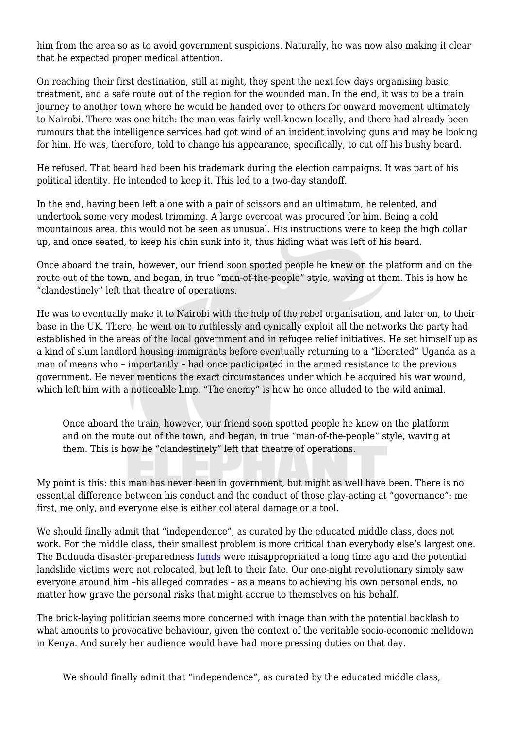him from the area so as to avoid government suspicions. Naturally, he was now also making it clear that he expected proper medical attention.

On reaching their first destination, still at night, they spent the next few days organising basic treatment, and a safe route out of the region for the wounded man. In the end, it was to be a train journey to another town where he would be handed over to others for onward movement ultimately to Nairobi. There was one hitch: the man was fairly well-known locally, and there had already been rumours that the intelligence services had got wind of an incident involving guns and may be looking for him. He was, therefore, told to change his appearance, specifically, to cut off his bushy beard.

He refused. That beard had been his trademark during the election campaigns. It was part of his political identity. He intended to keep it. This led to a two-day standoff.

In the end, having been left alone with a pair of scissors and an ultimatum, he relented, and undertook some very modest trimming. A large overcoat was procured for him. Being a cold mountainous area, this would not be seen as unusual. His instructions were to keep the high collar up, and once seated, to keep his chin sunk into it, thus hiding what was left of his beard.

Once aboard the train, however, our friend soon spotted people he knew on the platform and on the route out of the town, and began, in true "man-of-the-people" style, waving at them. This is how he "clandestinely" left that theatre of operations.

He was to eventually make it to Nairobi with the help of the rebel organisation, and later on, to their base in the UK. There, he went on to ruthlessly and cynically exploit all the networks the party had established in the areas of the local government and in refugee relief initiatives. He set himself up as a kind of slum landlord housing immigrants before eventually returning to a "liberated" Uganda as a man of means who – importantly – had once participated in the armed resistance to the previous government. He never mentions the exact circumstances under which he acquired his war wound, which left him with a noticeable limp. "The enemy" is how he once alluded to the wild animal.

> Once aboard the train, however, our friend soon spotted people he knew on the platform and on the route out of the town, and began, in true "man-of-the-people" style, waving at them. This is how he "clandestinely" left that theatre of operations.

My point is this: this man has never been in government, but might as well have been. There is no essential difference between his conduct and the conduct of those play-acting at "governance": me first, me only, and everyone else is either collateral damage or a tool.

We should finally admit that "independence", as curated by the educated middle class, does not work. For the middle class, their smallest problem is more critical than everybody else's largest one. The Buduuda disaster-preparedness funds were misappropriated a long time ago and the potential landslide victims were not relocated, but left to their fate. Our one-night revolutionary simply saw everyone around him –his alleged comrades – as a means to achieving his own personal ends, no matter how grave the personal risks that might accrue to themselves on his behalf.

The brick-laying politician seems more concerned with image than with the potential backlash to what amounts to provocative behaviour, given the context of the veritable socio-economic meltdown in Kenya. And surely her audience would have had more pressing duties on that day.

> We should finally admit that "independence", as curated by the educated middle class,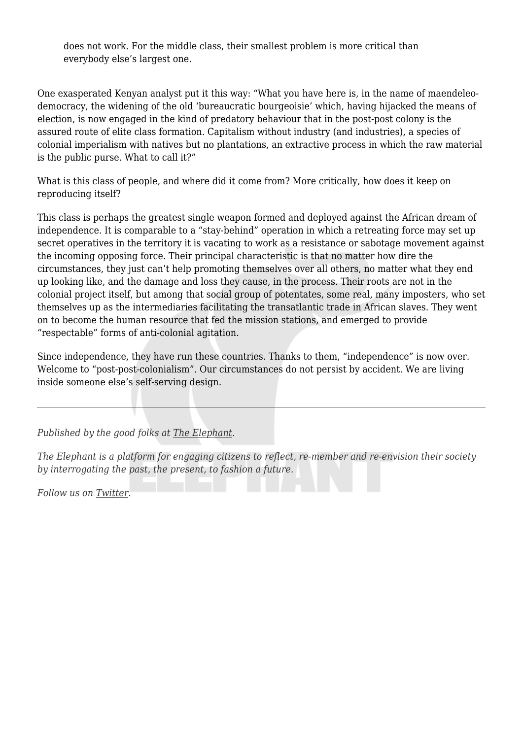> does not work. For the middle class, their smallest problem is more critical than everybody else's largest one.

One exasperated Kenyan analyst put it this way: "What you have here is, in the name of maendeleo-democracy, the widening of the old 'bureaucratic bourgeoisie' which, having hijacked the means of election, is now engaged in the kind of predatory behaviour that in the post-post colony is the assured route of elite class formation. Capitalism without industry (and industries), a species of colonial imperialism with natives but no plantations, an extractive process in which the raw material is the public purse. What to call it?"

What is this class of people, and where did it come from? More critically, how does it keep on reproducing itself?

This class is perhaps the greatest single weapon formed and deployed against the African dream of independence. It is comparable to a "stay-behind" operation in which a retreating force may set up secret operatives in the territory it is vacating to work as a resistance or sabotage movement against the incoming opposing force. Their principal characteristic is that no matter how dire the circumstances, they just can't help promoting themselves over all others, no matter what they end up looking like, and the damage and loss they cause, in the process. Their roots are not in the colonial project itself, but among that social group of potentates, some real, many imposters, who set themselves up as the intermediaries facilitating the transatlantic trade in African slaves. They went on to become the human resource that fed the mission stations, and emerged to provide "respectable" forms of anti-colonial agitation.

Since independence, they have run these countries. Thanks to them, "independence" is now over. Welcome to "post-post-colonialism". Our circumstances do not persist by accident. We are living inside someone else's self-serving design.

---

*Published by the good folks at The Elephant.*

*The Elephant is a platform for engaging citizens to reflect, re-member and re-envision their society by interrogating the past, the present, to fashion a future.*

*Follow us on Twitter.*